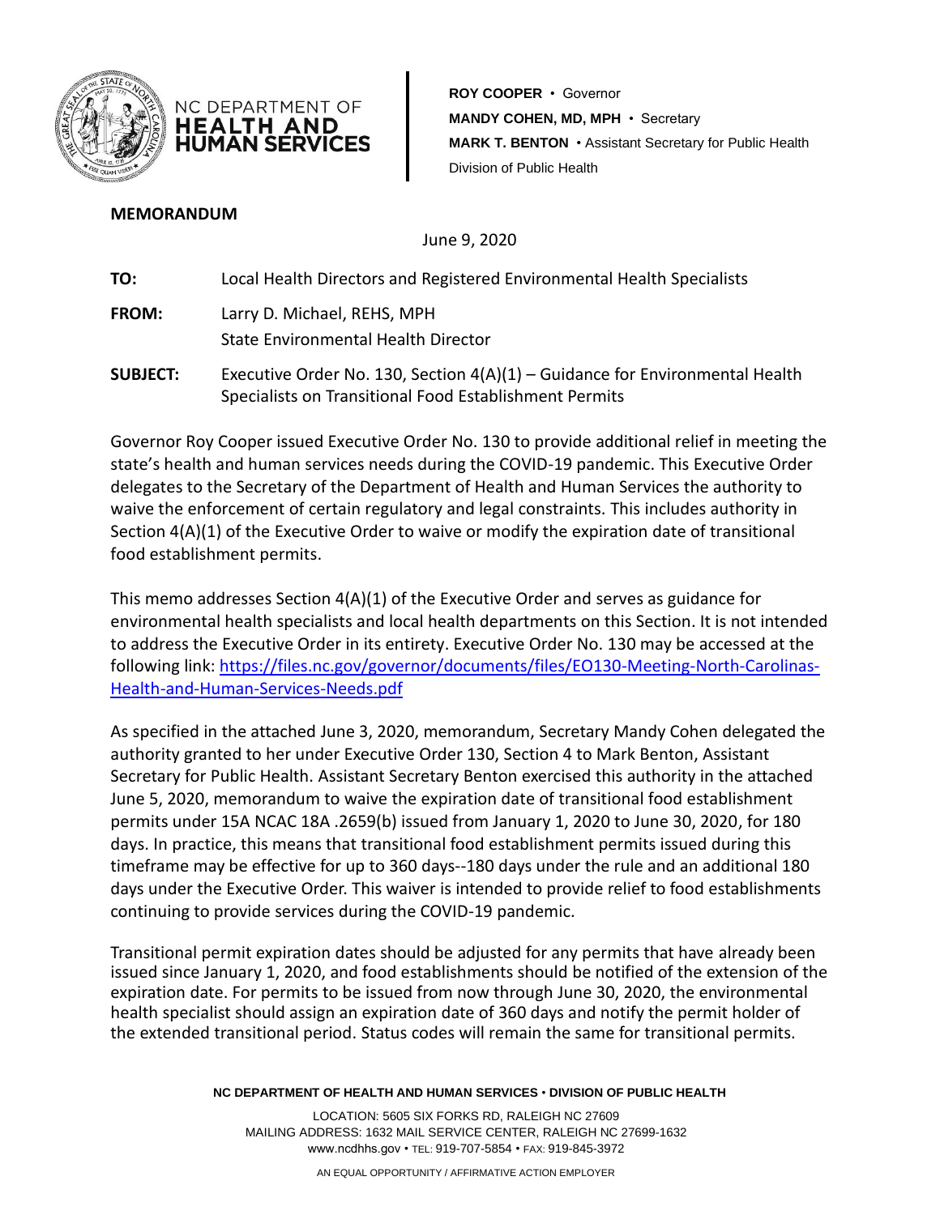NC DEPARTMENT OF **HEALTH AND HUMAN SERVICES**

**ROY COOPER** • Governor
**MANDY COHEN, MD, MPH** • Secretary
**MARK T. BENTON** • Assistant Secretary for Public Health
Division of Public Health

**MEMORANDUM**

June 9, 2020

**TO:** Local Health Directors and Registered Environmental Health Specialists

**FROM:** Larry D. Michael, REHS, MPH
State Environmental Health Director

**SUBJECT:** Executive Order No. 130, Section 4(A)(1) – Guidance for Environmental Health Specialists on Transitional Food Establishment Permits

Governor Roy Cooper issued Executive Order No. 130 to provide additional relief in meeting the state's health and human services needs during the COVID-19 pandemic. This Executive Order delegates to the Secretary of the Department of Health and Human Services the authority to waive the enforcement of certain regulatory and legal constraints. This includes authority in Section 4(A)(1) of the Executive Order to waive or modify the expiration date of transitional food establishment permits.

This memo addresses Section 4(A)(1) of the Executive Order and serves as guidance for environmental health specialists and local health departments on this Section. It is not intended to address the Executive Order in its entirety. Executive Order No. 130 may be accessed at the following link: [https://files.nc.gov/governor/documents/files/EO130-Meeting-North-Carolinas-Health-and-Human-Services-Needs.pdf](https://files.nc.gov/governor/documents/files/EO130-Meeting-North-Carolinas-Health-and-Human-Services-Needs.pdf)

As specified in the attached June 3, 2020, memorandum, Secretary Mandy Cohen delegated the authority granted to her under Executive Order 130, Section 4 to Mark Benton, Assistant Secretary for Public Health. Assistant Secretary Benton exercised this authority in the attached June 5, 2020, memorandum to waive the expiration date of transitional food establishment permits under 15A NCAC 18A .2659(b) issued from January 1, 2020 to June 30, 2020, for 180 days. In practice, this means that transitional food establishment permits issued during this timeframe may be effective for up to 360 days--180 days under the rule and an additional 180 days under the Executive Order. This waiver is intended to provide relief to food establishments continuing to provide services during the COVID-19 pandemic.

Transitional permit expiration dates should be adjusted for any permits that have already been issued since January 1, 2020, and food establishments should be notified of the extension of the expiration date. For permits to be issued from now through June 30, 2020, the environmental health specialist should assign an expiration date of 360 days and notify the permit holder of the extended transitional period. Status codes will remain the same for transitional permits.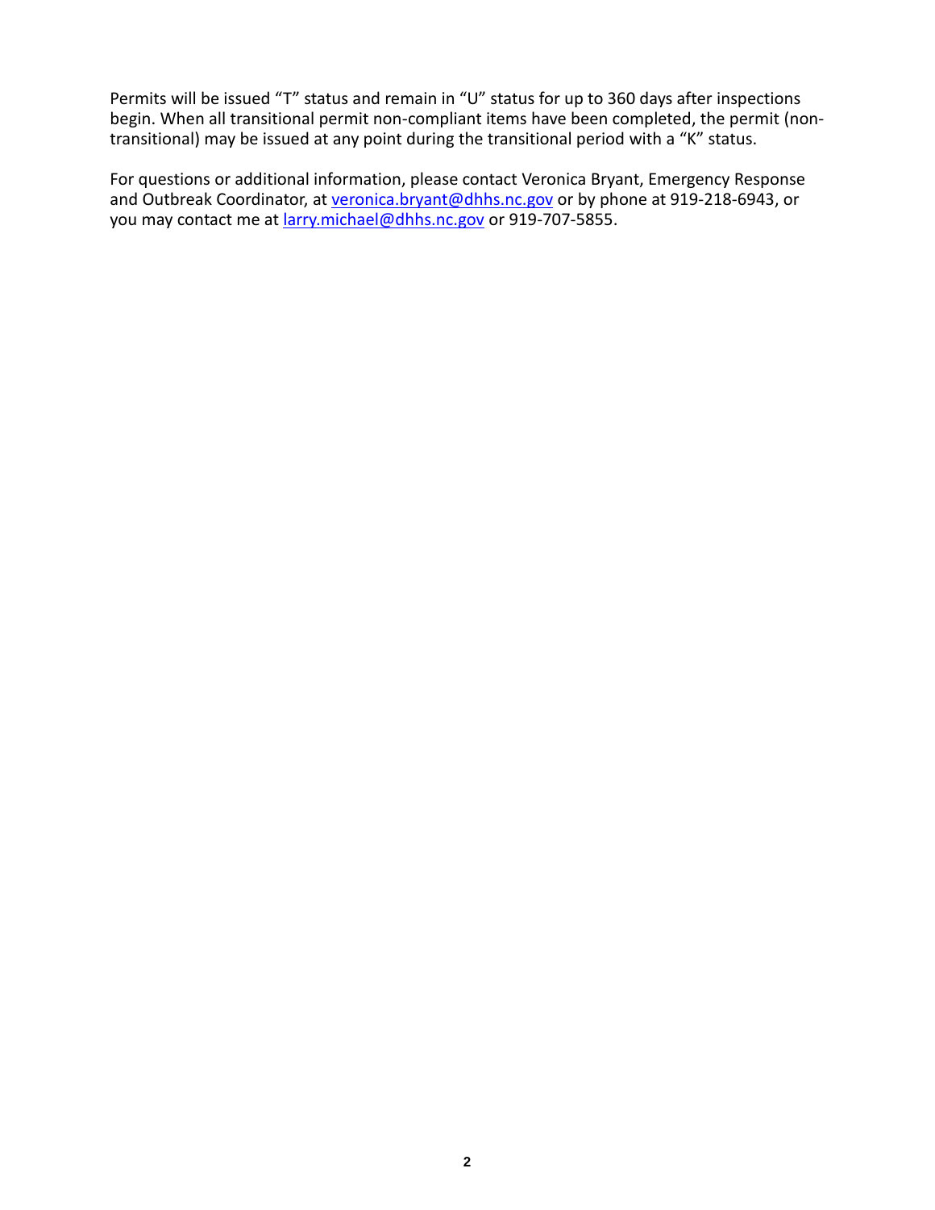Permits will be issued "T" status and remain in "U" status for up to 360 days after inspections begin. When all transitional permit non-compliant items have been completed, the permit (non-transitional) may be issued at any point during the transitional period with a "K" status.

For questions or additional information, please contact Veronica Bryant, Emergency Response and Outbreak Coordinator, at [veronica.bryant@dhhs.nc.gov](mailto:veronica.bryant@dhhs.nc.gov) or by phone at 919-218-6943, or you may contact me at [larry.michael@dhhs.nc.gov](mailto:larry.michael@dhhs.nc.gov) or 919-707-5855.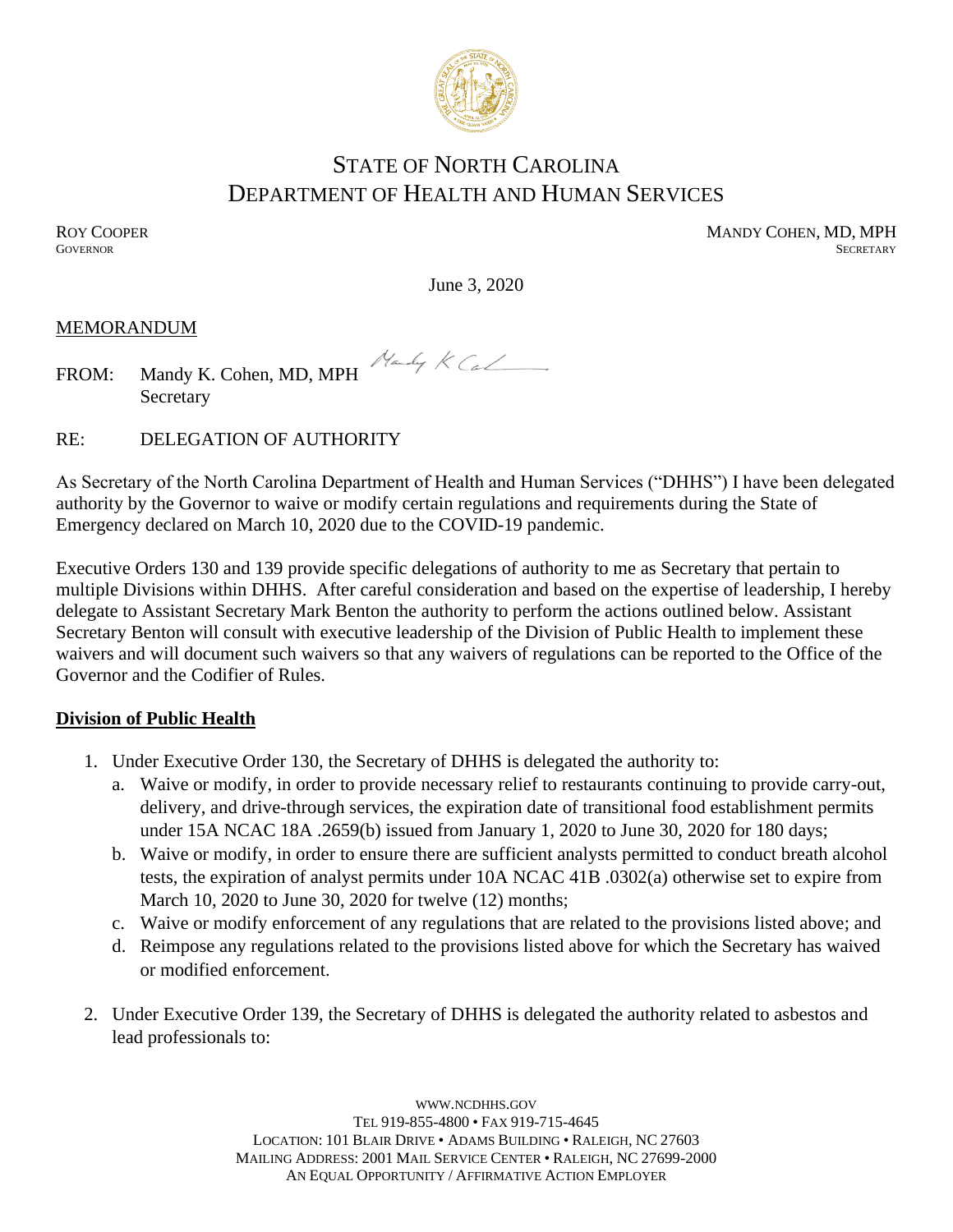# STATE OF NORTH CAROLINA
# DEPARTMENT OF HEALTH AND HUMAN SERVICES

ROY COOPER
GOVERNOR

MANDY COHEN, MD, MPH
SECRETARY

June 3, 2020

MEMORANDUM

FROM: Mandy K. Cohen, MD, MPH
Secretary

RE: DELEGATION OF AUTHORITY

As Secretary of the North Carolina Department of Health and Human Services ("DHHS") I have been delegated authority by the Governor to waive or modify certain regulations and requirements during the State of Emergency declared on March 10, 2020 due to the COVID-19 pandemic.

Executive Orders 130 and 139 provide specific delegations of authority to me as Secretary that pertain to multiple Divisions within DHHS. After careful consideration and based on the expertise of leadership, I hereby delegate to Assistant Secretary Mark Benton the authority to perform the actions outlined below. Assistant Secretary Benton will consult with executive leadership of the Division of Public Health to implement these waivers and will document such waivers so that any waivers of regulations can be reported to the Office of the Governor and the Codifier of Rules.

**Division of Public Health**

1. Under Executive Order 130, the Secretary of DHHS is delegated the authority to:
   a. Waive or modify, in order to provide necessary relief to restaurants continuing to provide carry-out, delivery, and drive-through services, the expiration date of transitional food establishment permits under 15A NCAC 18A .2659(b) issued from January 1, 2020 to June 30, 2020 for 180 days;
   b. Waive or modify, in order to ensure there are sufficient analysts permitted to conduct breath alcohol tests, the expiration of analyst permits under 10A NCAC 41B .0302(a) otherwise set to expire from March 10, 2020 to June 30, 2020 for twelve (12) months;
   c. Waive or modify enforcement of any regulations that are related to the provisions listed above; and
   d. Reimpose any regulations related to the provisions listed above for which the Secretary has waived or modified enforcement.

2. Under Executive Order 139, the Secretary of DHHS is delegated the authority related to asbestos and lead professionals to: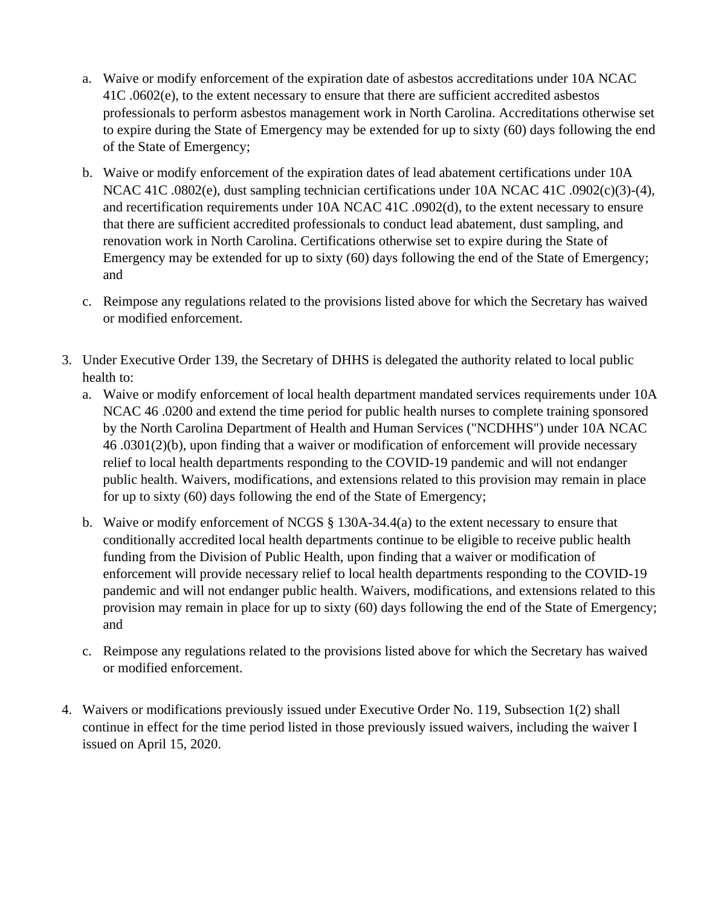a. Waive or modify enforcement of the expiration date of asbestos accreditations under 10A NCAC 41C .0602(e), to the extent necessary to ensure that there are sufficient accredited asbestos professionals to perform asbestos management work in North Carolina. Accreditations otherwise set to expire during the State of Emergency may be extended for up to sixty (60) days following the end of the State of Emergency;

   b. Waive or modify enforcement of the expiration dates of lead abatement certifications under 10A NCAC 41C .0802(e), dust sampling technician certifications under 10A NCAC 41C .0902(c)(3)-(4), and recertification requirements under 10A NCAC 41C .0902(d), to the extent necessary to ensure that there are sufficient accredited professionals to conduct lead abatement, dust sampling, and renovation work in North Carolina. Certifications otherwise set to expire during the State of Emergency may be extended for up to sixty (60) days following the end of the State of Emergency; and

   c. Reimpose any regulations related to the provisions listed above for which the Secretary has waived or modified enforcement.

3. Under Executive Order 139, the Secretary of DHHS is delegated the authority related to local public health to:
   a. Waive or modify enforcement of local health department mandated services requirements under 10A NCAC 46 .0200 and extend the time period for public health nurses to complete training sponsored by the North Carolina Department of Health and Human Services ("NCDHHS") under 10A NCAC 46 .0301(2)(b), upon finding that a waiver or modification of enforcement will provide necessary relief to local health departments responding to the COVID-19 pandemic and will not endanger public health. Waivers, modifications, and extensions related to this provision may remain in place for up to sixty (60) days following the end of the State of Emergency;

   b. Waive or modify enforcement of NCGS § 130A-34.4(a) to the extent necessary to ensure that conditionally accredited local health departments continue to be eligible to receive public health funding from the Division of Public Health, upon finding that a waiver or modification of enforcement will provide necessary relief to local health departments responding to the COVID-19 pandemic and will not endanger public health. Waivers, modifications, and extensions related to this provision may remain in place for up to sixty (60) days following the end of the State of Emergency; and

   c. Reimpose any regulations related to the provisions listed above for which the Secretary has waived or modified enforcement.

4. Waivers or modifications previously issued under Executive Order No. 119, Subsection 1(2) shall continue in effect for the time period listed in those previously issued waivers, including the waiver I issued on April 15, 2020.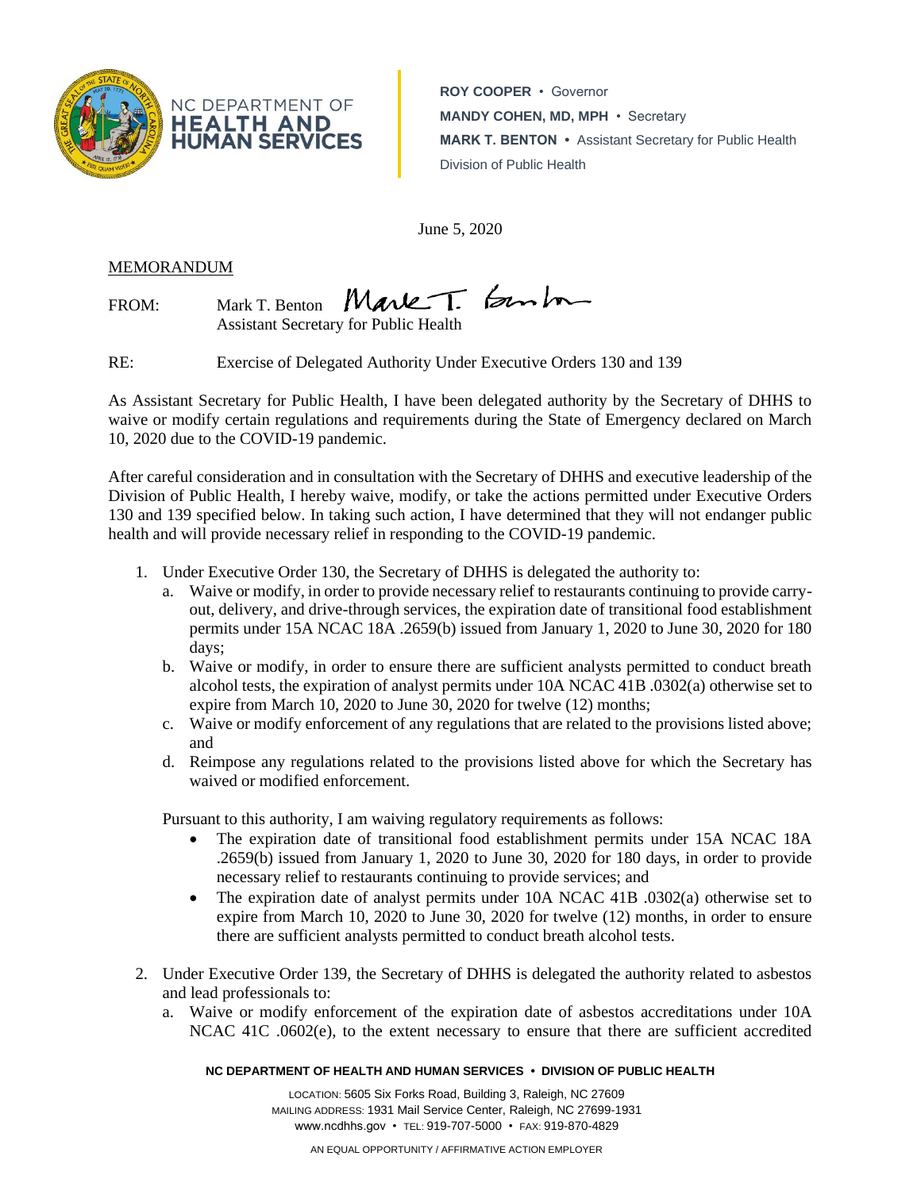ROY COOPER • Governor
MANDY COHEN, MD, MPH • Secretary
MARK T. BENTON • Assistant Secretary for Public Health
Division of Public Health

June 5, 2020

MEMORANDUM

FROM: Mark T. Benton
Assistant Secretary for Public Health

RE: Exercise of Delegated Authority Under Executive Orders 130 and 139

As Assistant Secretary for Public Health, I have been delegated authority by the Secretary of DHHS to waive or modify certain regulations and requirements during the State of Emergency declared on March 10, 2020 due to the COVID-19 pandemic.

After careful consideration and in consultation with the Secretary of DHHS and executive leadership of the Division of Public Health, I hereby waive, modify, or take the actions permitted under Executive Orders 130 and 139 specified below. In taking such action, I have determined that they will not endanger public health and will provide necessary relief in responding to the COVID-19 pandemic.

1. Under Executive Order 130, the Secretary of DHHS is delegated the authority to:
   a. Waive or modify, in order to provide necessary relief to restaurants continuing to provide carry-out, delivery, and drive-through services, the expiration date of transitional food establishment permits under 15A NCAC 18A .2659(b) issued from January 1, 2020 to June 30, 2020 for 180 days;
   b. Waive or modify, in order to ensure there are sufficient analysts permitted to conduct breath alcohol tests, the expiration of analyst permits under 10A NCAC 41B .0302(a) otherwise set to expire from March 10, 2020 to June 30, 2020 for twelve (12) months;
   c. Waive or modify enforcement of any regulations that are related to the provisions listed above; and
   d. Reimpose any regulations related to the provisions listed above for which the Secretary has waived or modified enforcement.

   Pursuant to this authority, I am waiving regulatory requirements as follows:
   - The expiration date of transitional food establishment permits under 15A NCAC 18A .2659(b) issued from January 1, 2020 to June 30, 2020 for 180 days, in order to provide necessary relief to restaurants continuing to provide services; and
   - The expiration date of analyst permits under 10A NCAC 41B .0302(a) otherwise set to expire from March 10, 2020 to June 30, 2020 for twelve (12) months, in order to ensure there are sufficient analysts permitted to conduct breath alcohol tests.

2. Under Executive Order 139, the Secretary of DHHS is delegated the authority related to asbestos and lead professionals to:
   a. Waive or modify enforcement of the expiration date of asbestos accreditations under 10A NCAC 41C .0602(e), to the extent necessary to ensure that there are sufficient accredited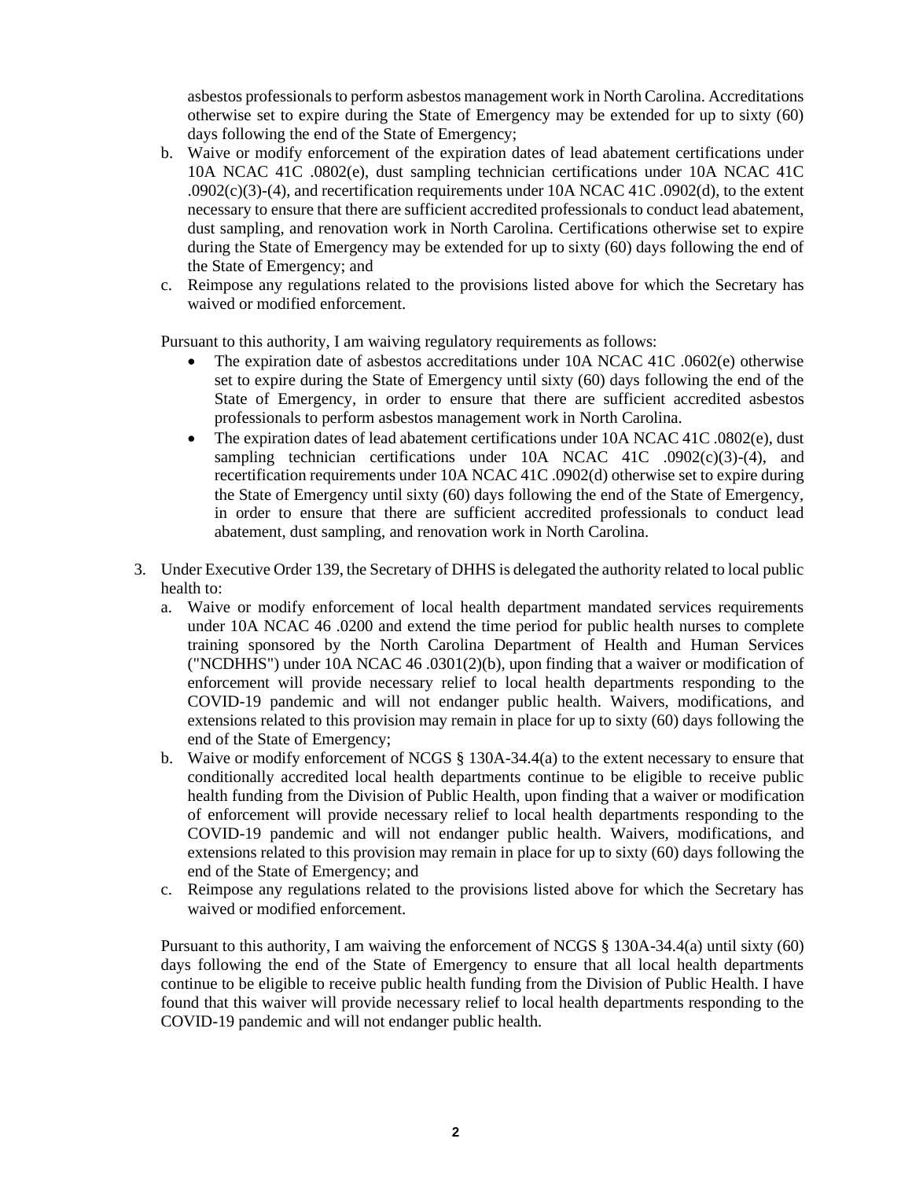asbestos professionals to perform asbestos management work in North Carolina. Accreditations otherwise set to expire during the State of Emergency may be extended for up to sixty (60) days following the end of the State of Emergency;

b. Waive or modify enforcement of the expiration dates of lead abatement certifications under 10A NCAC 41C .0802(e), dust sampling technician certifications under 10A NCAC 41C .0902(c)(3)-(4), and recertification requirements under 10A NCAC 41C .0902(d), to the extent necessary to ensure that there are sufficient accredited professionals to conduct lead abatement, dust sampling, and renovation work in North Carolina. Certifications otherwise set to expire during the State of Emergency may be extended for up to sixty (60) days following the end of the State of Emergency; and

c. Reimpose any regulations related to the provisions listed above for which the Secretary has waived or modified enforcement.

Pursuant to this authority, I am waiving regulatory requirements as follows:

- The expiration date of asbestos accreditations under 10A NCAC 41C .0602(e) otherwise set to expire during the State of Emergency until sixty (60) days following the end of the State of Emergency, in order to ensure that there are sufficient accredited asbestos professionals to perform asbestos management work in North Carolina.
- The expiration dates of lead abatement certifications under 10A NCAC 41C .0802(e), dust sampling technician certifications under 10A NCAC 41C .0902(c)(3)-(4), and recertification requirements under 10A NCAC 41C .0902(d) otherwise set to expire during the State of Emergency until sixty (60) days following the end of the State of Emergency, in order to ensure that there are sufficient accredited professionals to conduct lead abatement, dust sampling, and renovation work in North Carolina.

3. Under Executive Order 139, the Secretary of DHHS is delegated the authority related to local public health to:

   a. Waive or modify enforcement of local health department mandated services requirements under 10A NCAC 46 .0200 and extend the time period for public health nurses to complete training sponsored by the North Carolina Department of Health and Human Services ("NCDHHS") under 10A NCAC 46 .0301(2)(b), upon finding that a waiver or modification of enforcement will provide necessary relief to local health departments responding to the COVID-19 pandemic and will not endanger public health. Waivers, modifications, and extensions related to this provision may remain in place for up to sixty (60) days following the end of the State of Emergency;

   b. Waive or modify enforcement of NCGS § 130A-34.4(a) to the extent necessary to ensure that conditionally accredited local health departments continue to be eligible to receive public health funding from the Division of Public Health, upon finding that a waiver or modification of enforcement will provide necessary relief to local health departments responding to the COVID-19 pandemic and will not endanger public health. Waivers, modifications, and extensions related to this provision may remain in place for up to sixty (60) days following the end of the State of Emergency; and

   c. Reimpose any regulations related to the provisions listed above for which the Secretary has waived or modified enforcement.

Pursuant to this authority, I am waiving the enforcement of NCGS § 130A-34.4(a) until sixty (60) days following the end of the State of Emergency to ensure that all local health departments continue to be eligible to receive public health funding from the Division of Public Health. I have found that this waiver will provide necessary relief to local health departments responding to the COVID-19 pandemic and will not endanger public health.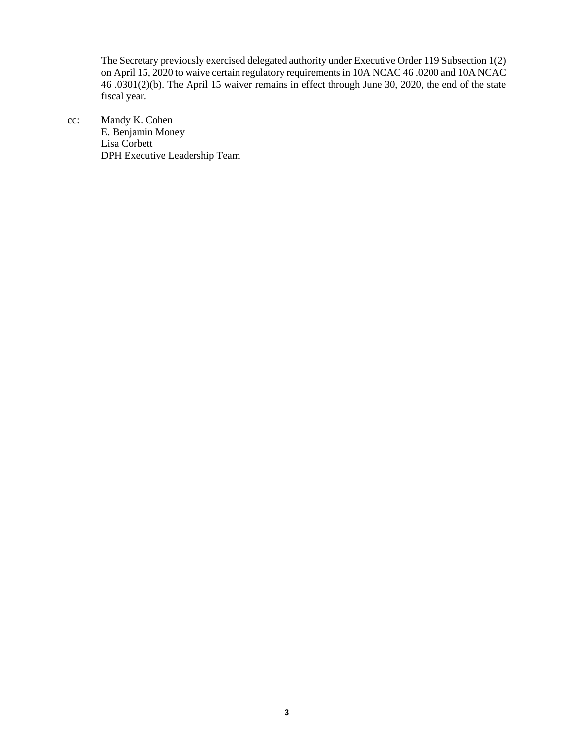The Secretary previously exercised delegated authority under Executive Order 119 Subsection 1(2) on April 15, 2020 to waive certain regulatory requirements in 10A NCAC 46 .0200 and 10A NCAC 46 .0301(2)(b). The April 15 waiver remains in effect through June 30, 2020, the end of the state fiscal year.

cc: Mandy K. Cohen
E. Benjamin Money
Lisa Corbett
DPH Executive Leadership Team